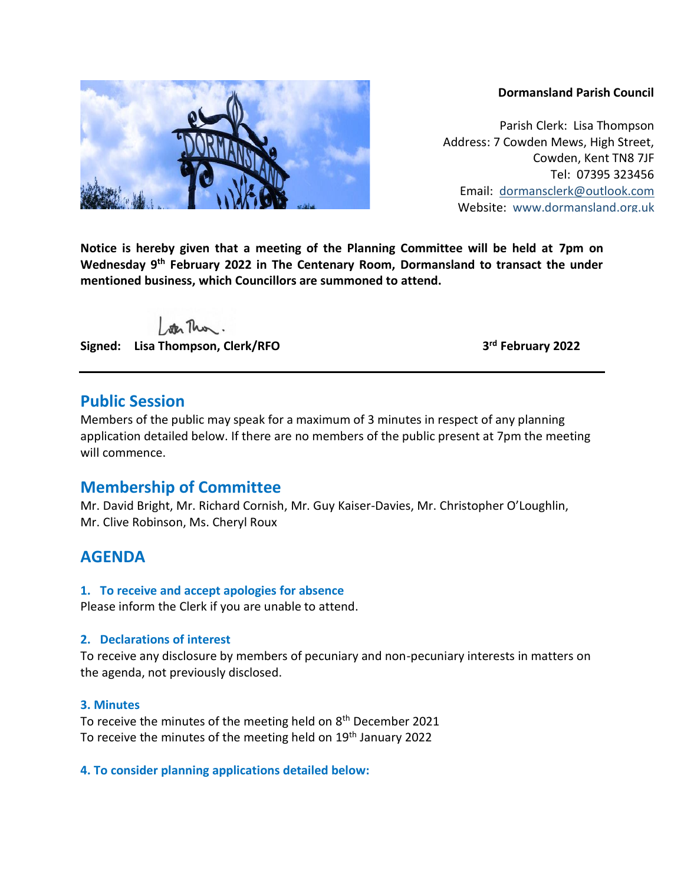**Dormansland Parish Council**

Parish Clerk: Lisa Thompson
Address: 7 Cowden Mews, High Street,
Cowden, Kent TN8 7JF
Tel: 07395 323456
Email: dormansclerk@outlook.com
Website: www.dormansland.org.uk

**Notice is hereby given that a meeting of the Planning Committee will be held at 7pm on Wednesday 9th February 2022 in The Centenary Room, Dormansland to transact the under mentioned business, which Councillors are summoned to attend.**

**Signed: Lisa Thompson, Clerk/RFO** **3rd February 2022**

---

## Public Session

Members of the public may speak for a maximum of 3 minutes in respect of any planning application detailed below. If there are no members of the public present at 7pm the meeting will commence.

## Membership of Committee

Mr. David Bright, Mr. Richard Cornish, Mr. Guy Kaiser-Davies, Mr. Christopher O'Loughlin, Mr. Clive Robinson, Ms. Cheryl Roux

## AGENDA

### 1. To receive and accept apologies for absence

Please inform the Clerk if you are unable to attend.

### 2. Declarations of interest

To receive any disclosure by members of pecuniary and non-pecuniary interests in matters on the agenda, not previously disclosed.

### 3. Minutes

To receive the minutes of the meeting held on 8th December 2021
To receive the minutes of the meeting held on 19th January 2022

### 4. To consider planning applications detailed below: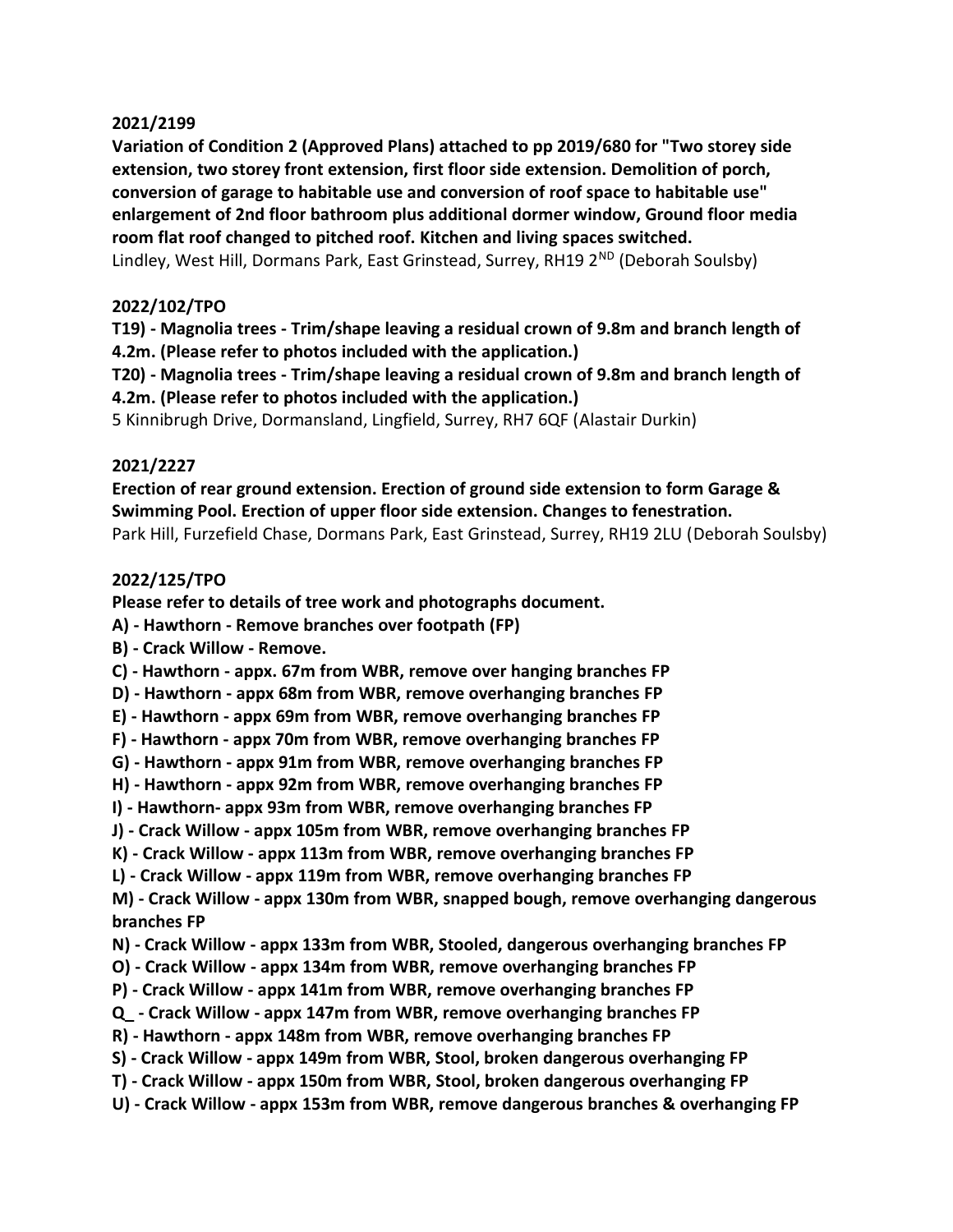**2021/2199**

**Variation of Condition 2 (Approved Plans) attached to pp 2019/680 for "Two storey side extension, two storey front extension, first floor side extension. Demolition of porch, conversion of garage to habitable use and conversion of roof space to habitable use" enlargement of 2nd floor bathroom plus additional dormer window, Ground floor media room flat roof changed to pitched roof. Kitchen and living spaces switched.**

Lindley, West Hill, Dormans Park, East Grinstead, Surrey, RH19 2[ND] (Deborah Soulsby)

**2022/102/TPO**

**T19) - Magnolia trees - Trim/shape leaving a residual crown of 9.8m and branch length of 4.2m. (Please refer to photos included with the application.)**

**T20) - Magnolia trees - Trim/shape leaving a residual crown of 9.8m and branch length of 4.2m. (Please refer to photos included with the application.)**

5 Kinnibrugh Drive, Dormansland, Lingfield, Surrey, RH7 6QF (Alastair Durkin)

**2021/2227**

**Erection of rear ground extension. Erection of ground side extension to form Garage & Swimming Pool. Erection of upper floor side extension. Changes to fenestration.**

Park Hill, Furzefield Chase, Dormans Park, East Grinstead, Surrey, RH19 2LU (Deborah Soulsby)

**2022/125/TPO**

**Please refer to details of tree work and photographs document.**

**A) - Hawthorn - Remove branches over footpath (FP)**

**B) - Crack Willow - Remove.**

**C) - Hawthorn - appx. 67m from WBR, remove over hanging branches FP**

**D) - Hawthorn - appx 68m from WBR, remove overhanging branches FP**

**E) - Hawthorn - appx 69m from WBR, remove overhanging branches FP**

**F) - Hawthorn - appx 70m from WBR, remove overhanging branches FP**

**G) - Hawthorn - appx 91m from WBR, remove overhanging branches FP**

**H) - Hawthorn - appx 92m from WBR, remove overhanging branches FP**

**I) - Hawthorn- appx 93m from WBR, remove overhanging branches FP**

**J) - Crack Willow - appx 105m from WBR, remove overhanging branches FP**

**K) - Crack Willow - appx 113m from WBR, remove overhanging branches FP**

**L) - Crack Willow - appx 119m from WBR, remove overhanging branches FP**

**M) - Crack Willow - appx 130m from WBR, snapped bough, remove overhanging dangerous branches FP**

**N) - Crack Willow - appx 133m from WBR, Stooled, dangerous overhanging branches FP**

**O) - Crack Willow - appx 134m from WBR, remove overhanging branches FP**

**P) - Crack Willow - appx 141m from WBR, remove overhanging branches FP**

**Q_ - Crack Willow - appx 147m from WBR, remove overhanging branches FP**

**R) - Hawthorn - appx 148m from WBR, remove overhanging branches FP**

**S) - Crack Willow - appx 149m from WBR, Stool, broken dangerous overhanging FP**

**T) - Crack Willow - appx 150m from WBR, Stool, broken dangerous overhanging FP**

**U) - Crack Willow - appx 153m from WBR, remove dangerous branches & overhanging FP**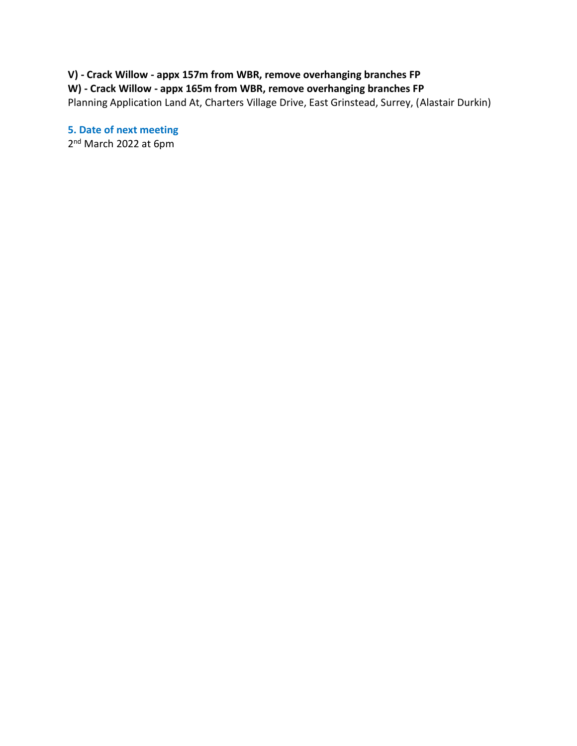**V) - Crack Willow - appx 157m from WBR, remove overhanging branches FP**
**W) - Crack Willow - appx 165m from WBR, remove overhanging branches FP**
Planning Application Land At, Charters Village Drive, East Grinstead, Surrey, (Alastair Durkin)

### 5. Date of next meeting

2nd March 2022 at 6pm